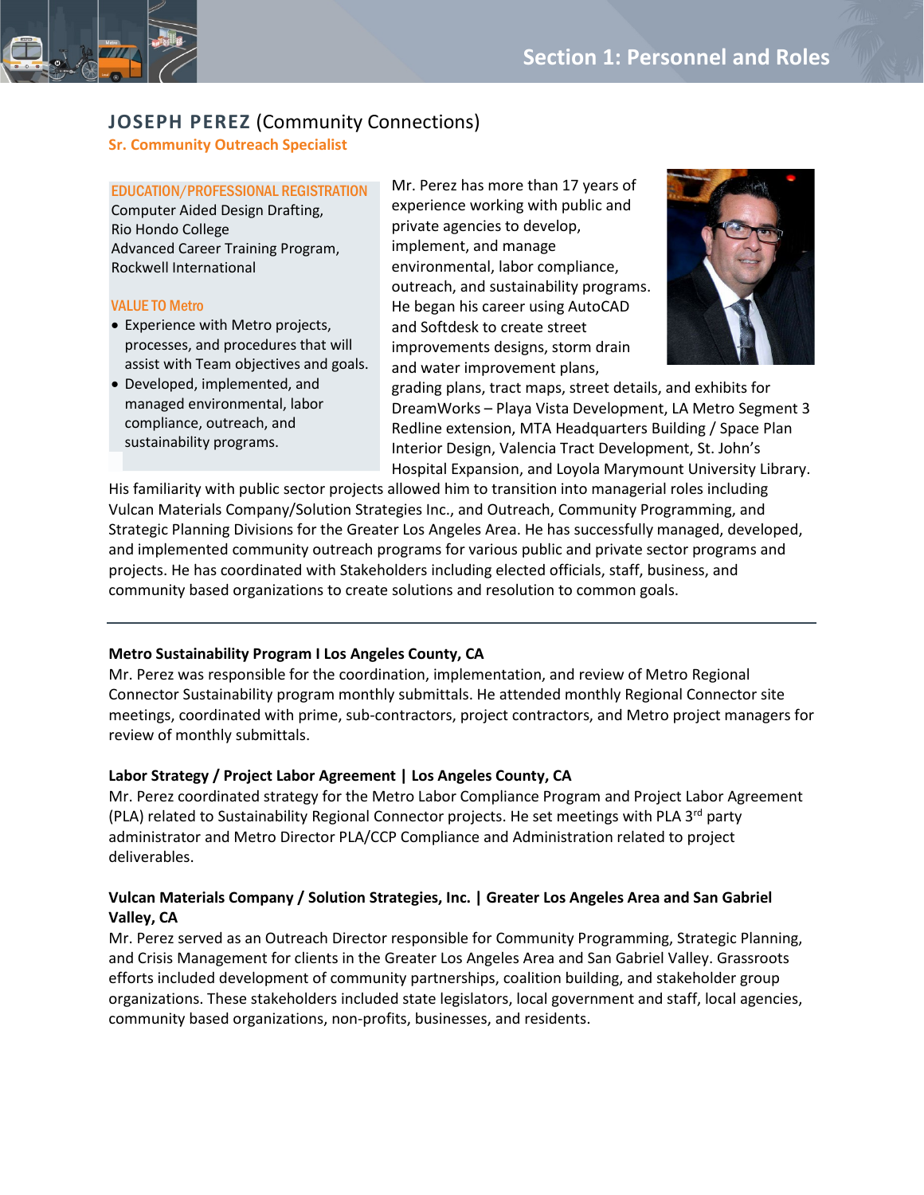# JOSEPH PEREZ (Community Connections)

**Sr. Community Outreach Specialist**

## EDUCATION/PROFESSIONAL REGISTRATION

Computer Aided Design Drafting, Rio Hondo College

Advanced Career Training Program, Rockwell International

## VALUE TO Metro

- Experience with Metro projects, processes, and procedures that will assist with Team objectives and goals.
- Developed, implemented, and managed environmental, labor compliance, outreach, and sustainability programs.

Mr. Perez has more than 17 years of experience working with public and private agencies to develop, implement, and manage environmental, labor compliance, outreach, and sustainability programs. He began his career using AutoCAD and Softdesk to create street improvements designs, storm drain and water improvement plans, grading plans, tract maps, street details, and exhibits for DreamWorks – Playa Vista Development, LA Metro Segment 3 Redline extension, MTA Headquarters Building / Space Plan Interior Design, Valencia Tract Development, St. John's Hospital Expansion, and Loyola Marymount University Library. His familiarity with public sector projects allowed him to transition into managerial roles including Vulcan Materials Company/Solution Strategies Inc., and Outreach, Community Programming, and Strategic Planning Divisions for the Greater Los Angeles Area. He has successfully managed, developed, and implemented community outreach programs for various public and private sector programs and projects. He has coordinated with Stakeholders including elected officials, staff, business, and community based organizations to create solutions and resolution to common goals.

---

**Metro Sustainability Program I Los Angeles County, CA**

Mr. Perez was responsible for the coordination, implementation, and review of Metro Regional Connector Sustainability program monthly submittals. He attended monthly Regional Connector site meetings, coordinated with prime, sub-contractors, project contractors, and Metro project managers for review of monthly submittals.

**Labor Strategy / Project Labor Agreement | Los Angeles County, CA**

Mr. Perez coordinated strategy for the Metro Labor Compliance Program and Project Labor Agreement (PLA) related to Sustainability Regional Connector projects. He set meetings with PLA 3rd party administrator and Metro Director PLA/CCP Compliance and Administration related to project deliverables.

**Vulcan Materials Company / Solution Strategies, Inc. | Greater Los Angeles Area and San Gabriel Valley, CA**

Mr. Perez served as an Outreach Director responsible for Community Programming, Strategic Planning, and Crisis Management for clients in the Greater Los Angeles Area and San Gabriel Valley. Grassroots efforts included development of community partnerships, coalition building, and stakeholder group organizations. These stakeholders included state legislators, local government and staff, local agencies, community based organizations, non-profits, businesses, and residents.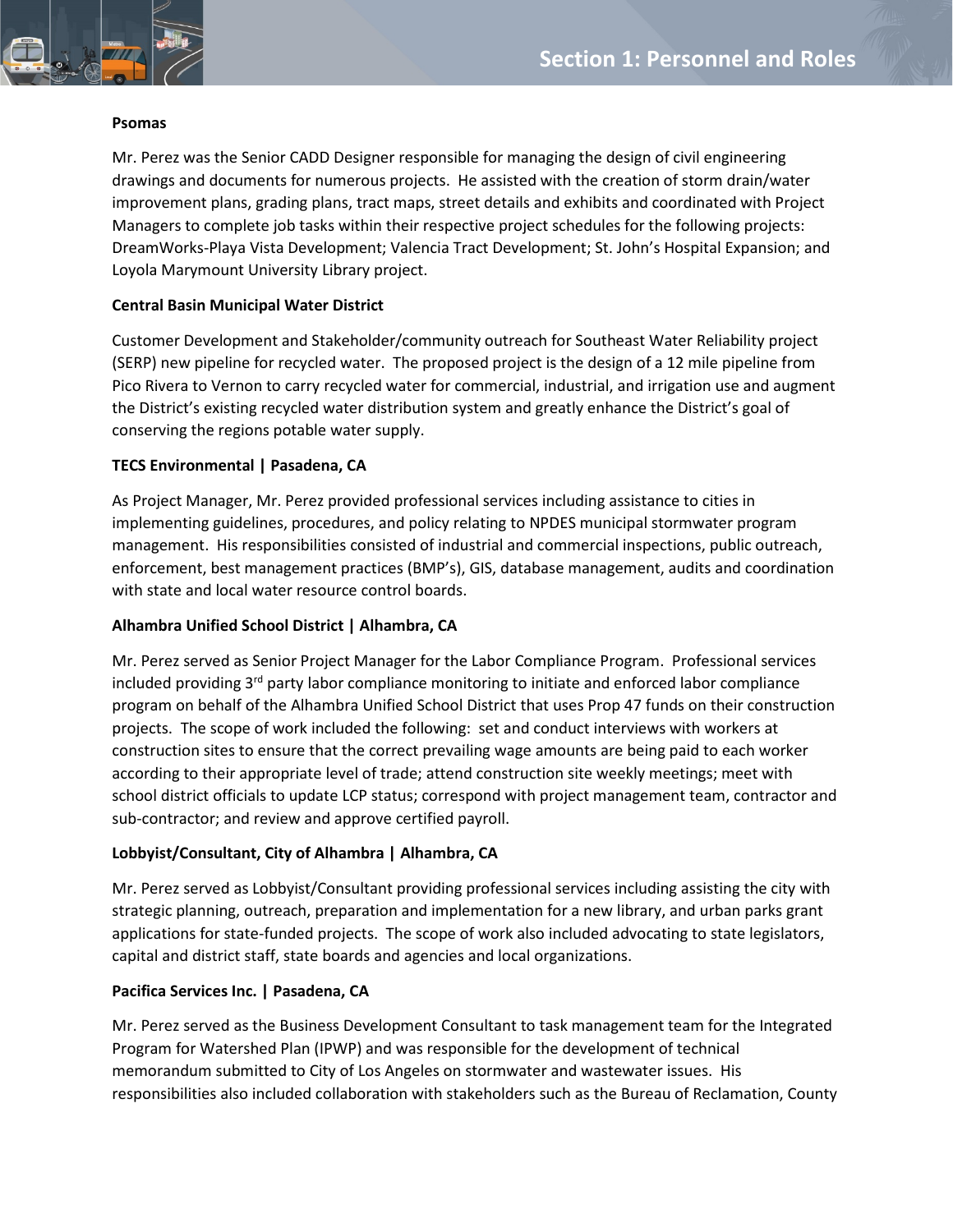**Psomas**

Mr. Perez was the Senior CADD Designer responsible for managing the design of civil engineering drawings and documents for numerous projects. He assisted with the creation of storm drain/water improvement plans, grading plans, tract maps, street details and exhibits and coordinated with Project Managers to complete job tasks within their respective project schedules for the following projects: DreamWorks-Playa Vista Development; Valencia Tract Development; St. John's Hospital Expansion; and Loyola Marymount University Library project.

**Central Basin Municipal Water District**

Customer Development and Stakeholder/community outreach for Southeast Water Reliability project (SERP) new pipeline for recycled water. The proposed project is the design of a 12 mile pipeline from Pico Rivera to Vernon to carry recycled water for commercial, industrial, and irrigation use and augment the District's existing recycled water distribution system and greatly enhance the District's goal of conserving the regions potable water supply.

**TECS Environmental | Pasadena, CA**

As Project Manager, Mr. Perez provided professional services including assistance to cities in implementing guidelines, procedures, and policy relating to NPDES municipal stormwater program management. His responsibilities consisted of industrial and commercial inspections, public outreach, enforcement, best management practices (BMP's), GIS, database management, audits and coordination with state and local water resource control boards.

**Alhambra Unified School District | Alhambra, CA**

Mr. Perez served as Senior Project Manager for the Labor Compliance Program. Professional services included providing 3rd party labor compliance monitoring to initiate and enforced labor compliance program on behalf of the Alhambra Unified School District that uses Prop 47 funds on their construction projects. The scope of work included the following: set and conduct interviews with workers at construction sites to ensure that the correct prevailing wage amounts are being paid to each worker according to their appropriate level of trade; attend construction site weekly meetings; meet with school district officials to update LCP status; correspond with project management team, contractor and sub-contractor; and review and approve certified payroll.

**Lobbyist/Consultant, City of Alhambra | Alhambra, CA**

Mr. Perez served as Lobbyist/Consultant providing professional services including assisting the city with strategic planning, outreach, preparation and implementation for a new library, and urban parks grant applications for state-funded projects. The scope of work also included advocating to state legislators, capital and district staff, state boards and agencies and local organizations.

**Pacifica Services Inc. | Pasadena, CA**

Mr. Perez served as the Business Development Consultant to task management team for the Integrated Program for Watershed Plan (IPWP) and was responsible for the development of technical memorandum submitted to City of Los Angeles on stormwater and wastewater issues. His responsibilities also included collaboration with stakeholders such as the Bureau of Reclamation, County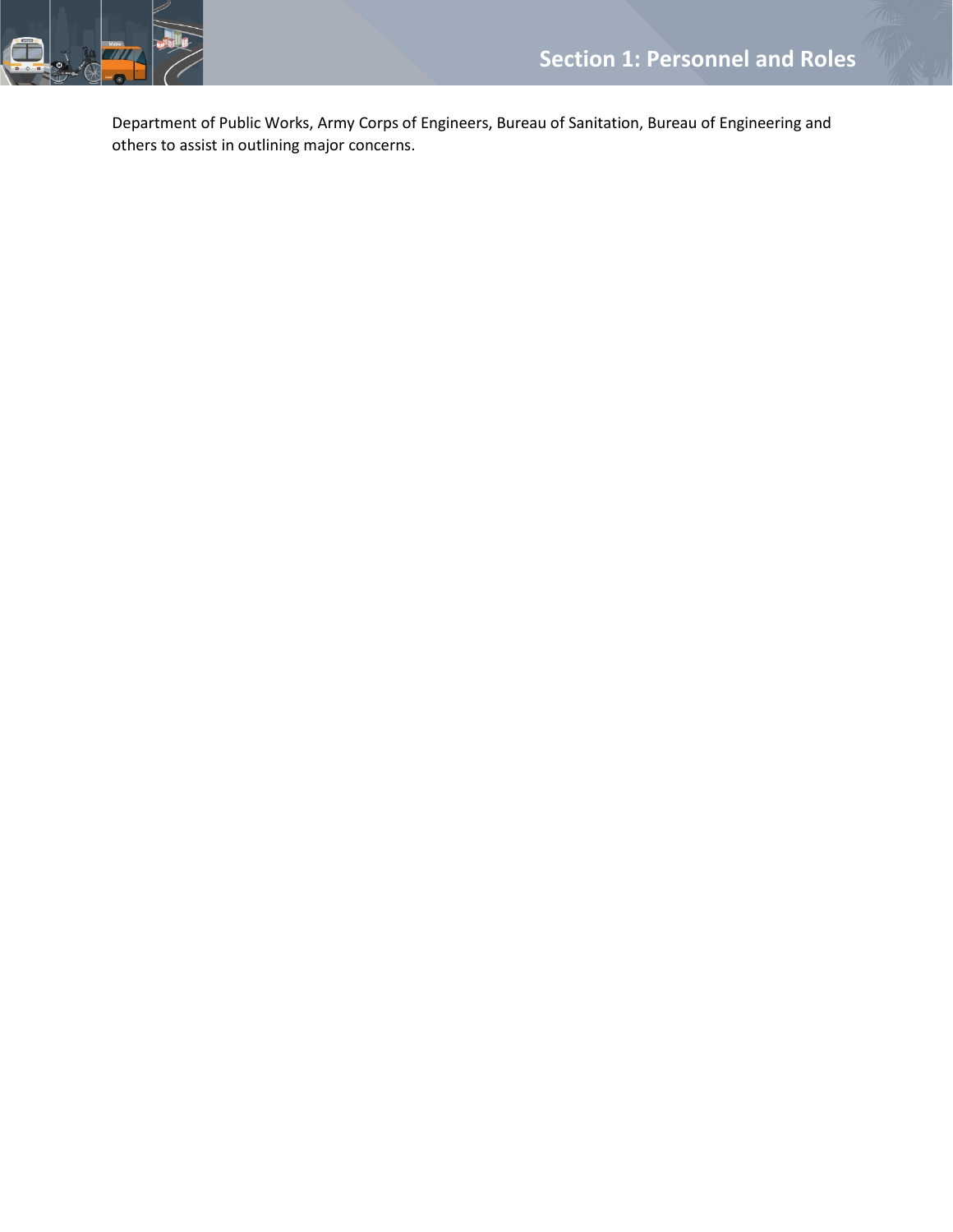Department of Public Works, Army Corps of Engineers, Bureau of Sanitation, Bureau of Engineering and others to assist in outlining major concerns.